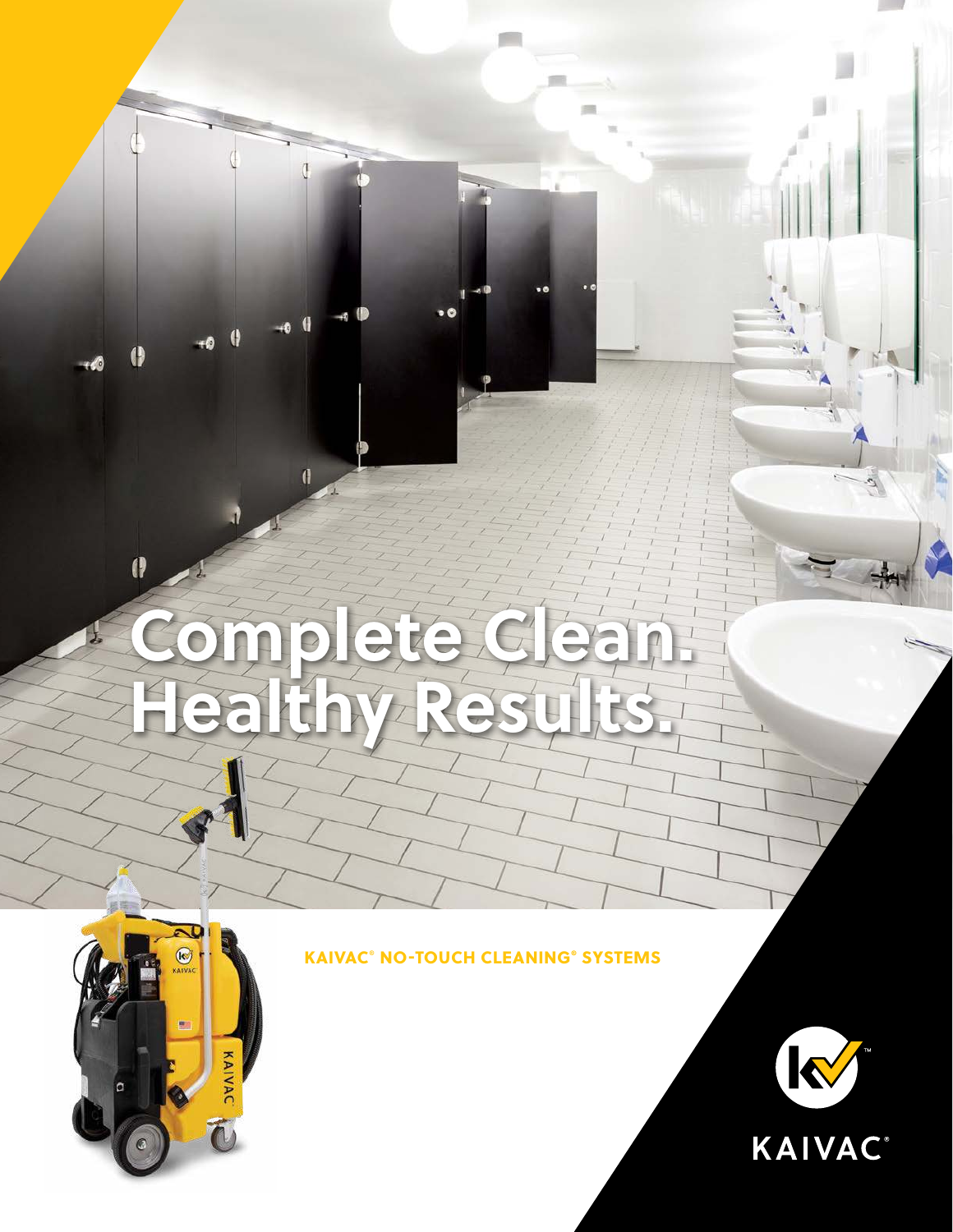# Complete Clean. Healthy Results.

**KAIVAC® NO-TOUCH CLEANING® SYSTEMS**

KAIVAC®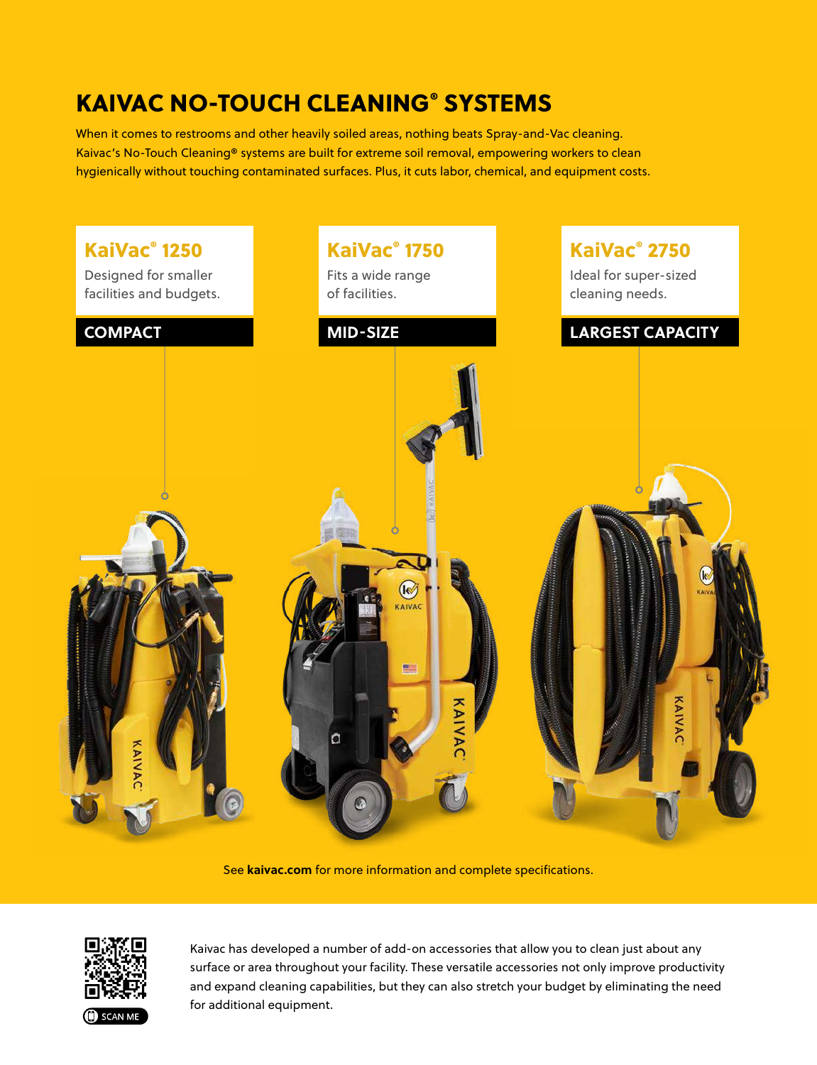# KAIVAC NO-TOUCH CLEANING® SYSTEMS

When it comes to restrooms and other heavily soiled areas, nothing beats Spray-and-Vac cleaning. Kaivac's No-Touch Cleaning® systems are built for extreme soil removal, empowering workers to clean hygienically without touching contaminated surfaces. Plus, it cuts labor, chemical, and equipment costs.

## KaiVac® 1250

Designed for smaller facilities and budgets.

**COMPACT**

## KaiVac® 1750

Fits a wide range of facilities.

**MID-SIZE**

## KaiVac® 2750

Ideal for super-sized cleaning needs.

**LARGEST CAPACITY**

See **kaivac.com** for more information and complete specifications.

SCAN ME

Kaivac has developed a number of add-on accessories that allow you to clean just about any surface or area throughout your facility. These versatile accessories not only improve productivity and expand cleaning capabilities, but they can also stretch your budget by eliminating the need for additional equipment.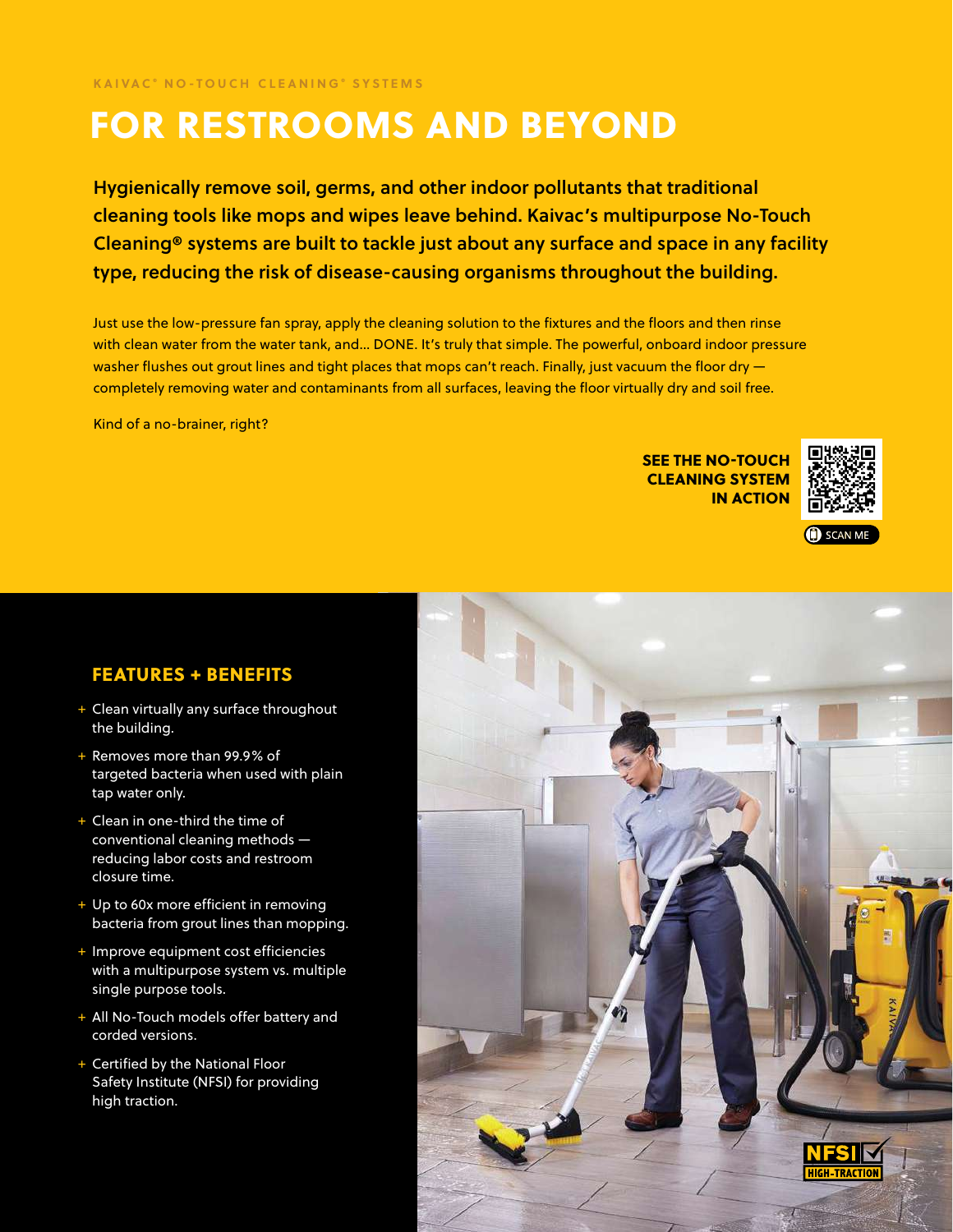KAIVAC® NO-TOUCH CLEANING® SYSTEMS

# FOR RESTROOMS AND BEYOND

**Hygienically remove soil, germs, and other indoor pollutants that traditional cleaning tools like mops and wipes leave behind. Kaivac's multipurpose No-Touch Cleaning® systems are built to tackle just about any surface and space in any facility type, reducing the risk of disease-causing organisms throughout the building.**

Just use the low-pressure fan spray, apply the cleaning solution to the fixtures and the floors and then rinse with clean water from the water tank, and… DONE. It's truly that simple. The powerful, onboard indoor pressure washer flushes out grout lines and tight places that mops can't reach. Finally, just vacuum the floor dry — completely removing water and contaminants from all surfaces, leaving the floor virtually dry and soil free.

Kind of a no-brainer, right?

**SEE THE NO-TOUCH CLEANING SYSTEM IN ACTION**

SCAN ME

## FEATURES + BENEFITS

- Clean virtually any surface throughout the building.
- Removes more than 99.9% of targeted bacteria when used with plain tap water only.
- Clean in one-third the time of conventional cleaning methods — reducing labor costs and restroom closure time.
- Up to 60x more efficient in removing bacteria from grout lines than mopping.
- Improve equipment cost efficiencies with a multipurpose system vs. multiple single purpose tools.
- All No-Touch models offer battery and corded versions.
- Certified by the National Floor Safety Institute (NFSI) for providing high traction.

NFSI HIGH-TRACTION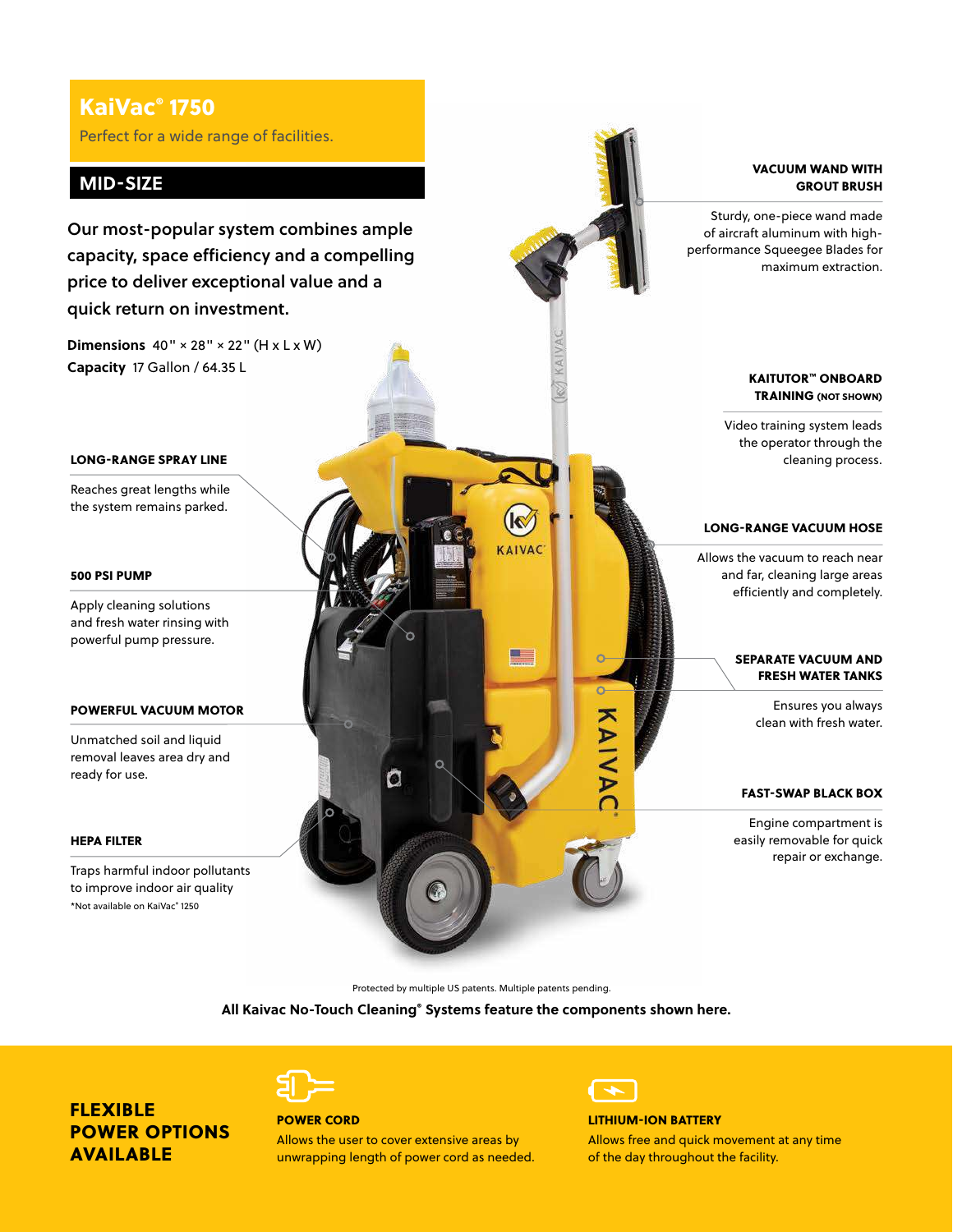# KaiVac® 1750

Perfect for a wide range of facilities.

## MID-SIZE

**Our most-popular system combines ample capacity, space efficiency and a compelling price to deliver exceptional value and a quick return on investment.**

**Dimensions** 40" × 28" × 22" (H x L x W)
**Capacity** 17 Gallon / 64.35 L

### LONG-RANGE SPRAY LINE

Reaches great lengths while the system remains parked.

### 500 PSI PUMP

Apply cleaning solutions and fresh water rinsing with powerful pump pressure.

### POWERFUL VACUUM MOTOR

Unmatched soil and liquid removal leaves area dry and ready for use.

### HEPA FILTER

Traps harmful indoor pollutants to improve indoor air quality
*Not available on KaiVac® 1250

### VACUUM WAND WITH GROUT BRUSH

Sturdy, one-piece wand made of aircraft aluminum with high-performance Squeegee Blades for maximum extraction.

### KAITUTOR™ ONBOARD TRAINING (NOT SHOWN)

Video training system leads the operator through the cleaning process.

### LONG-RANGE VACUUM HOSE

Allows the vacuum to reach near and far, cleaning large areas efficiently and completely.

### SEPARATE VACUUM AND FRESH WATER TANKS

Ensures you always clean with fresh water.

### FAST-SWAP BLACK BOX

Engine compartment is easily removable for quick repair or exchange.

Protected by multiple US patents. Multiple patents pending.

**All Kaivac No-Touch Cleaning® Systems feature the components shown here.**

## FLEXIBLE POWER OPTIONS AVAILABLE

### POWER CORD

Allows the user to cover extensive areas by unwrapping length of power cord as needed.

### LITHIUM-ION BATTERY

Allows free and quick movement at any time of the day throughout the facility.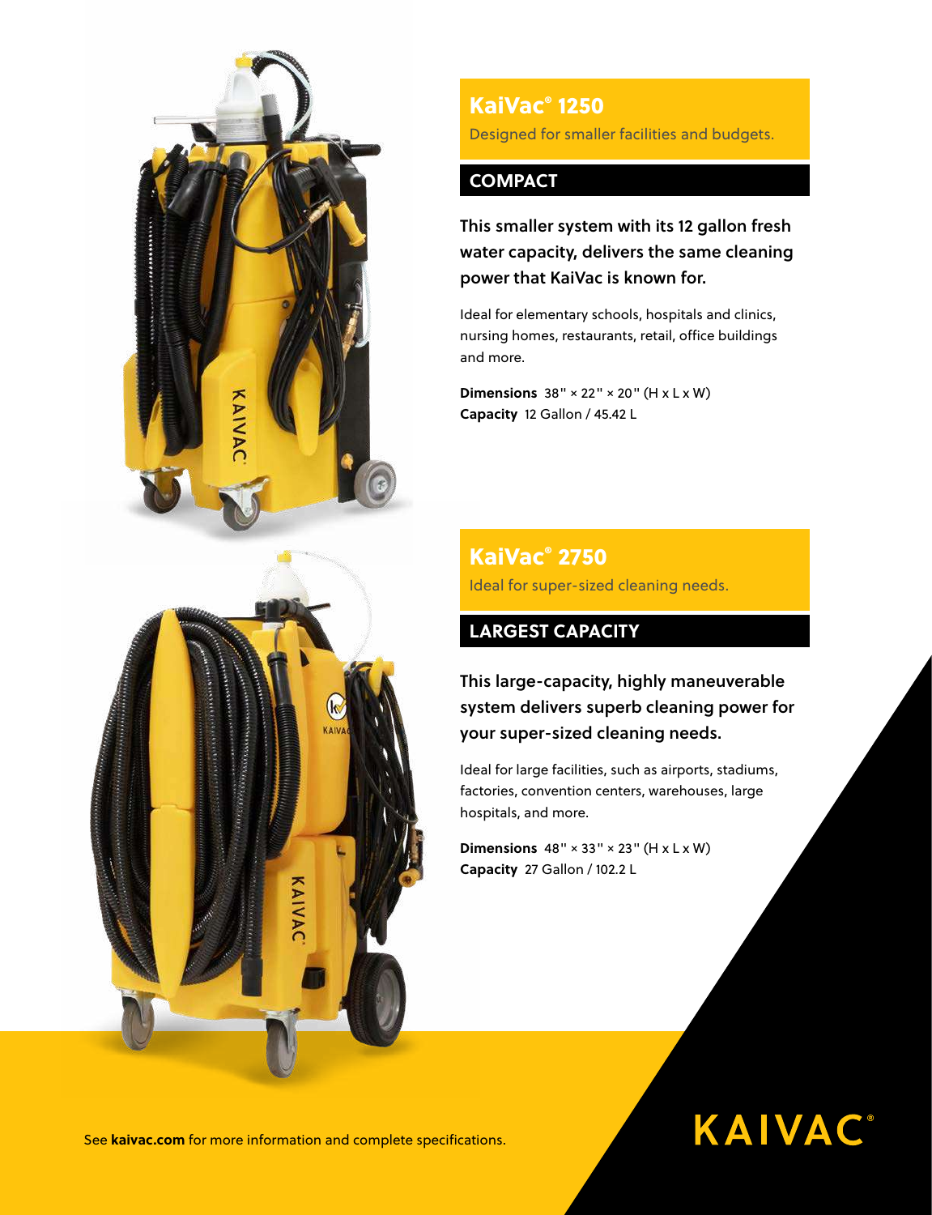## KaiVac® 1250

Designed for smaller facilities and budgets.

### COMPACT

**This smaller system with its 12 gallon fresh water capacity, delivers the same cleaning power that KaiVac is known for.**

Ideal for elementary schools, hospitals and clinics, nursing homes, restaurants, retail, office buildings and more.

**Dimensions** 38" × 22" × 20" (H x L x W)
**Capacity** 12 Gallon / 45.42 L

## KaiVac® 2750

Ideal for super-sized cleaning needs.

### LARGEST CAPACITY

**This large-capacity, highly maneuverable system delivers superb cleaning power for your super-sized cleaning needs.**

Ideal for large facilities, such as airports, stadiums, factories, convention centers, warehouses, large hospitals, and more.

**Dimensions** 48" × 33" × 23" (H x L x W)
**Capacity** 27 Gallon / 102.2 L

See **kaivac.com** for more information and complete specifications.

KAIVAC®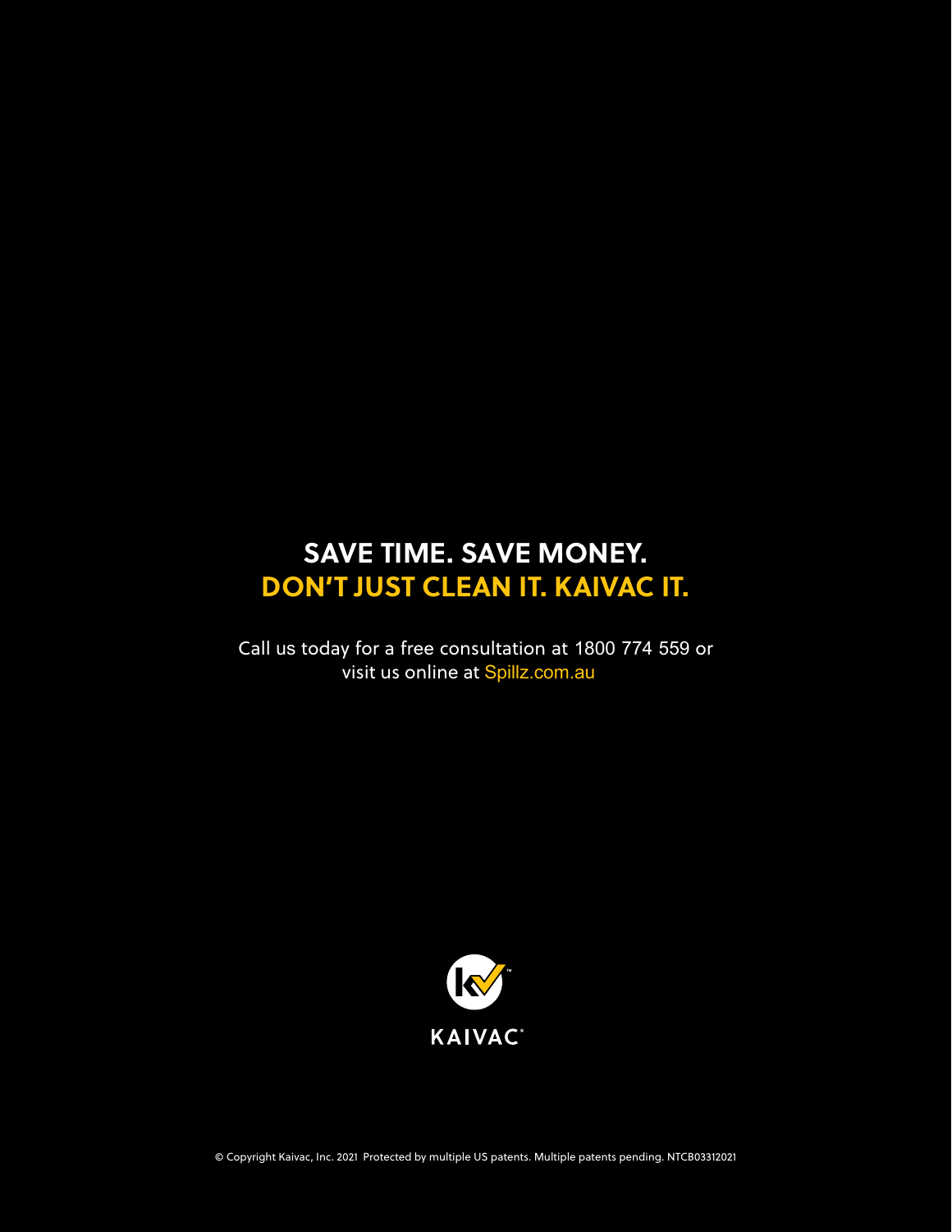## SAVE TIME. SAVE MONEY.
## DON'T JUST CLEAN IT. KAIVAC IT.

Call us today for a free consultation at 1800 774 559 or visit us online at Spillz.com.au

KAIVAC®

© Copyright Kaivac, Inc. 2021 Protected by multiple US patents. Multiple patents pending. NTCB03312021